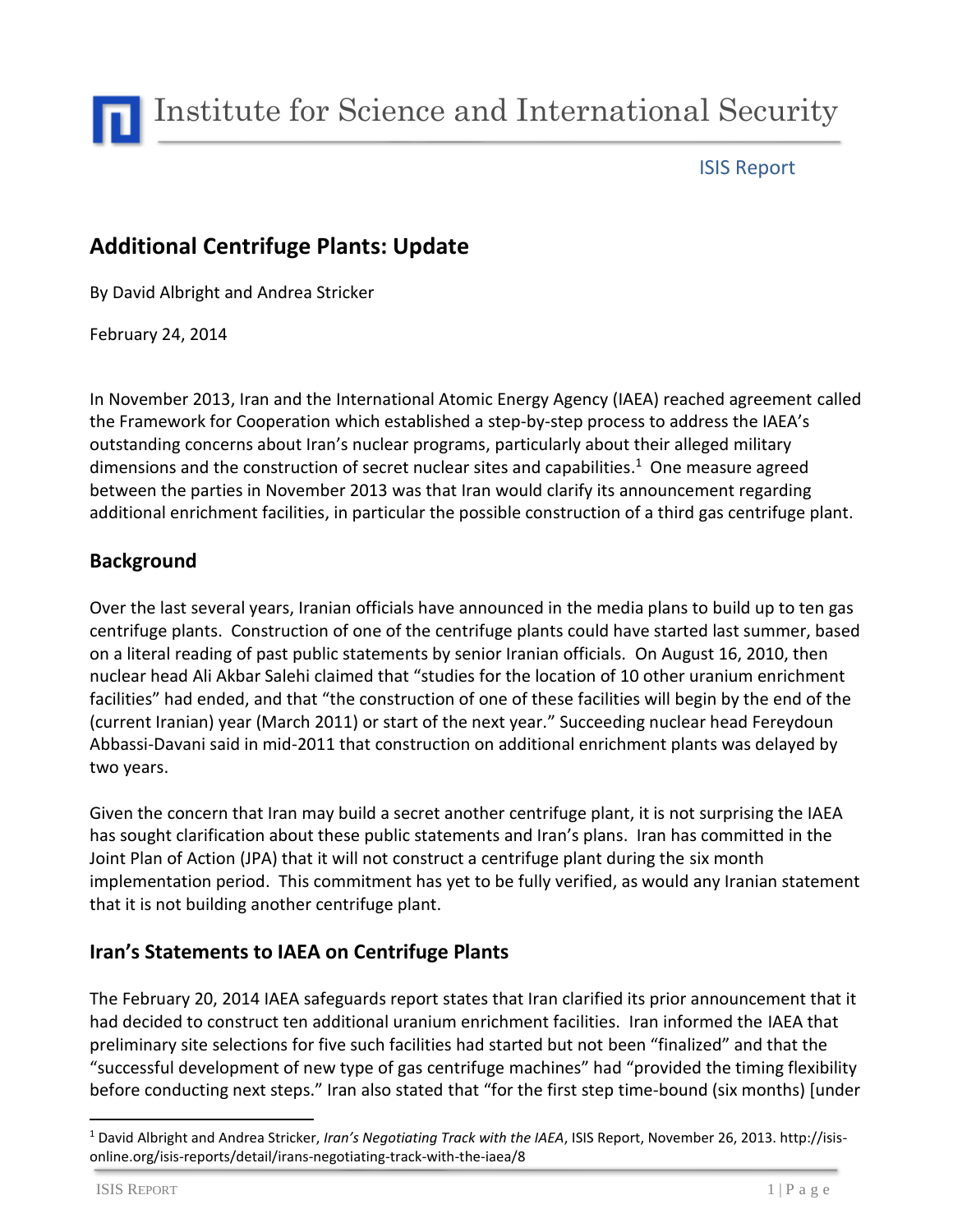Institute for Science and International Security

ISIS Report

## Additional Centrifuge Plants: Update

By David Albright and Andrea Stricker

February 24, 2014

In November 2013, Iran and the International Atomic Energy Agency (IAEA) reached agreement called the Framework for Cooperation which established a step-by-step process to address the IAEA's outstanding concerns about Iran's nuclear programs, particularly about their alleged military dimensions and the construction of secret nuclear sites and capabilities.[1] One measure agreed between the parties in November 2013 was that Iran would clarify its announcement regarding additional enrichment facilities, in particular the possible construction of a third gas centrifuge plant.

### Background

Over the last several years, Iranian officials have announced in the media plans to build up to ten gas centrifuge plants. Construction of one of the centrifuge plants could have started last summer, based on a literal reading of past public statements by senior Iranian officials. On August 16, 2010, then nuclear head Ali Akbar Salehi claimed that "studies for the location of 10 other uranium enrichment facilities" had ended, and that "the construction of one of these facilities will begin by the end of the (current Iranian) year (March 2011) or start of the next year." Succeeding nuclear head Fereydoun Abbassi-Davani said in mid-2011 that construction on additional enrichment plants was delayed by two years.

Given the concern that Iran may build a secret another centrifuge plant, it is not surprising the IAEA has sought clarification about these public statements and Iran's plans. Iran has committed in the Joint Plan of Action (JPA) that it will not construct a centrifuge plant during the six month implementation period. This commitment has yet to be fully verified, as would any Iranian statement that it is not building another centrifuge plant.

### Iran's Statements to IAEA on Centrifuge Plants

The February 20, 2014 IAEA safeguards report states that Iran clarified its prior announcement that it had decided to construct ten additional uranium enrichment facilities. Iran informed the IAEA that preliminary site selections for five such facilities had started but not been "finalized" and that the "successful development of new type of gas centrifuge machines" had "provided the timing flexibility before conducting next steps." Iran also stated that "for the first step time-bound (six months) [under

---

[1] David Albright and Andrea Stricker, *Iran's Negotiating Track with the IAEA*, ISIS Report, November 26, 2013. http://isis-online.org/isis-reports/detail/irans-negotiating-track-with-the-iaea/8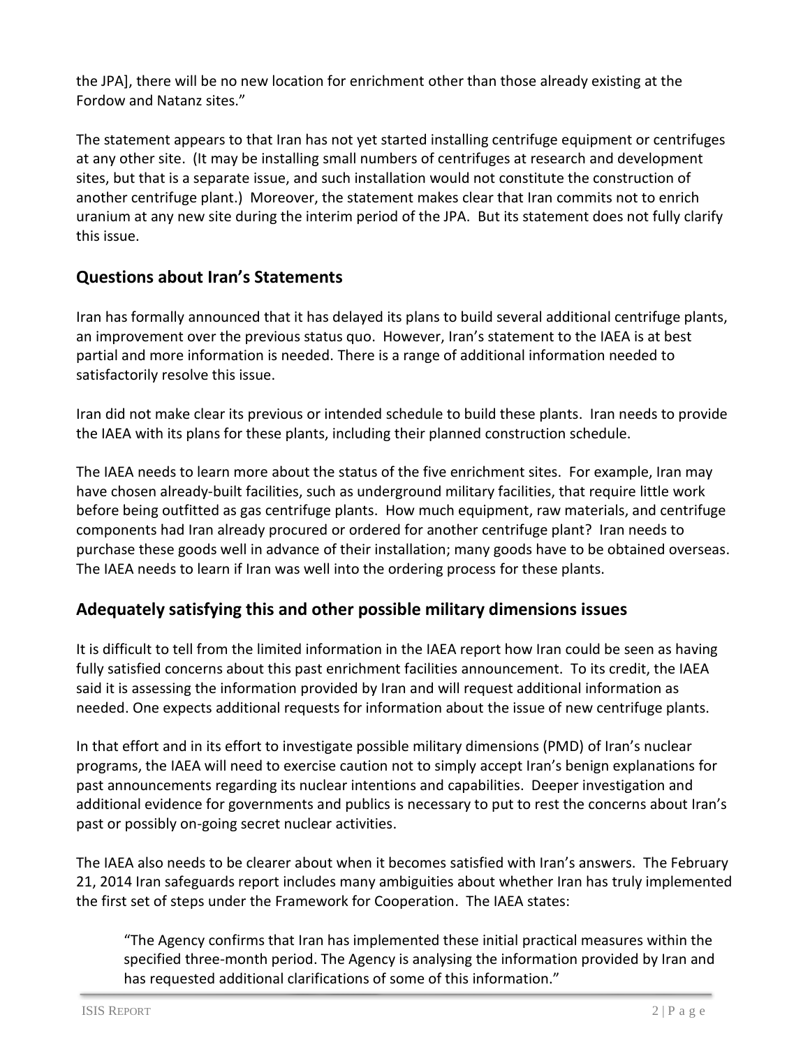the JPA], there will be no new location for enrichment other than those already existing at the Fordow and Natanz sites."

The statement appears to that Iran has not yet started installing centrifuge equipment or centrifuges at any other site. (It may be installing small numbers of centrifuges at research and development sites, but that is a separate issue, and such installation would not constitute the construction of another centrifuge plant.) Moreover, the statement makes clear that Iran commits not to enrich uranium at any new site during the interim period of the JPA. But its statement does not fully clarify this issue.

## Questions about Iran's Statements

Iran has formally announced that it has delayed its plans to build several additional centrifuge plants, an improvement over the previous status quo. However, Iran's statement to the IAEA is at best partial and more information is needed. There is a range of additional information needed to satisfactorily resolve this issue.

Iran did not make clear its previous or intended schedule to build these plants. Iran needs to provide the IAEA with its plans for these plants, including their planned construction schedule.

The IAEA needs to learn more about the status of the five enrichment sites. For example, Iran may have chosen already-built facilities, such as underground military facilities, that require little work before being outfitted as gas centrifuge plants. How much equipment, raw materials, and centrifuge components had Iran already procured or ordered for another centrifuge plant? Iran needs to purchase these goods well in advance of their installation; many goods have to be obtained overseas. The IAEA needs to learn if Iran was well into the ordering process for these plants.

## Adequately satisfying this and other possible military dimensions issues

It is difficult to tell from the limited information in the IAEA report how Iran could be seen as having fully satisfied concerns about this past enrichment facilities announcement. To its credit, the IAEA said it is assessing the information provided by Iran and will request additional information as needed. One expects additional requests for information about the issue of new centrifuge plants.

In that effort and in its effort to investigate possible military dimensions (PMD) of Iran's nuclear programs, the IAEA will need to exercise caution not to simply accept Iran's benign explanations for past announcements regarding its nuclear intentions and capabilities. Deeper investigation and additional evidence for governments and publics is necessary to put to rest the concerns about Iran's past or possibly on-going secret nuclear activities.

The IAEA also needs to be clearer about when it becomes satisfied with Iran's answers. The February 21, 2014 Iran safeguards report includes many ambiguities about whether Iran has truly implemented the first set of steps under the Framework for Cooperation. The IAEA states:

> "The Agency confirms that Iran has implemented these initial practical measures within the specified three-month period. The Agency is analysing the information provided by Iran and has requested additional clarifications of some of this information."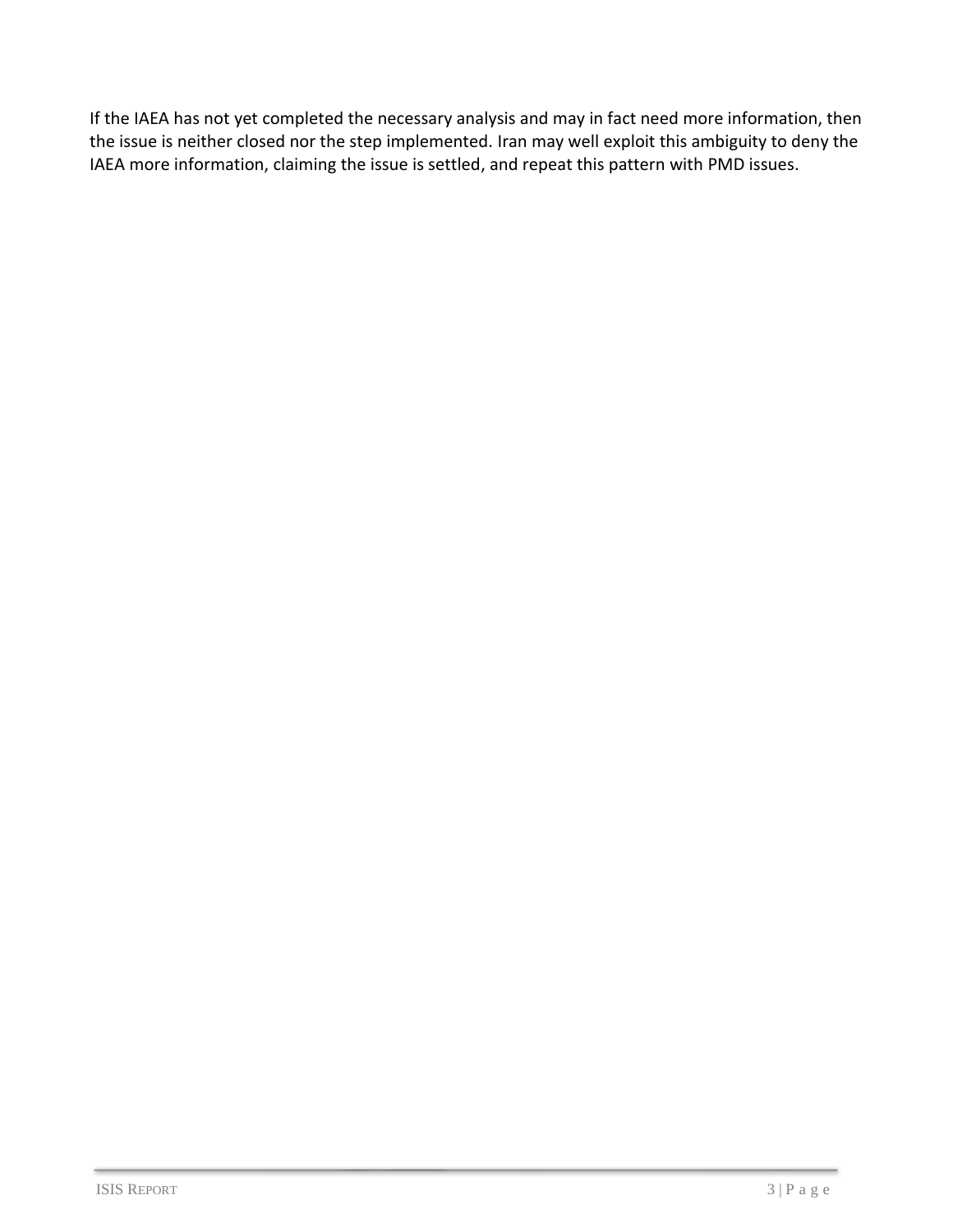If the IAEA has not yet completed the necessary analysis and may in fact need more information, then the issue is neither closed nor the step implemented. Iran may well exploit this ambiguity to deny the IAEA more information, claiming the issue is settled, and repeat this pattern with PMD issues.